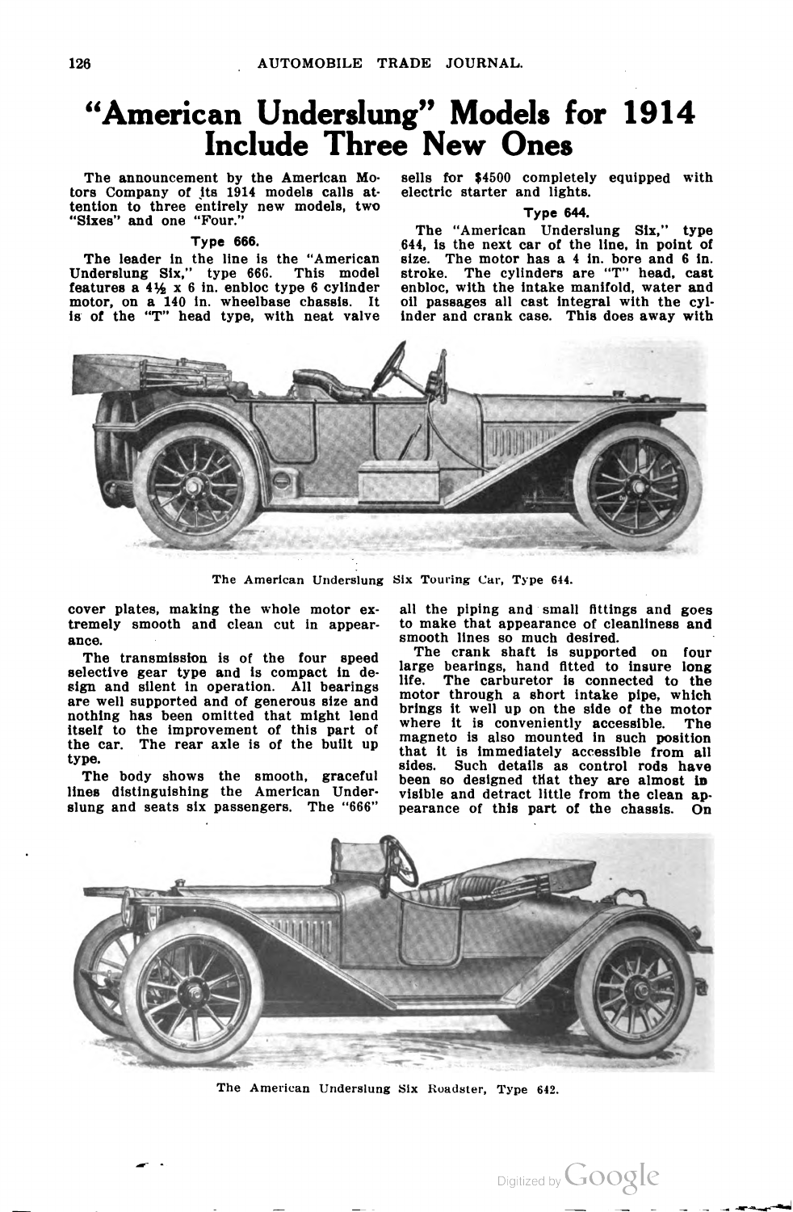# "American Underslung" Models for 1914 Include Three New Ones

The announcement by the American Motors Company of its 1914 models calls attention to three entirely new models, two "Sixes" and one "Four."

### Type 666.

The leader in the line is the "American Underslung Six," type 666. This model features a 4½ x 6 in. enbloc type 6 cylinder motor, on a 140 in. wheelbase chassis. It is of the "T" head type, with neat valve cover plates, making the whole motor extremely smooth and clean cut in appearance.

The transmission is of the four speed selective gear type and is compact in design and silent in operation. All bearings are well supported and of generous size and nothing has been omitted that might lend itself to the improvement of this part of the car. The rear axle is of the built up type.

The body shows the smooth, graceful lines distinguishing the American Underslung and seats six passengers. The "666" sells for $4500 completely equipped with electric starter and lights.

### Type 644.

The "American Underslung Six," type 644, is the next car of the line, in point of size. The motor has a 4 in. bore and 6 in. stroke. The cylinders are "T" head, cast enbloc, with the intake manifold, water and oil passages all cast integral with the cylinder and crank case. This does away with all the piping and small fittings and goes to make that appearance of cleanliness and smooth lines so much desired.

The American Underslung Six Touring Car, Type 644.

The crank shaft is supported on four large bearings, hand fitted to insure long life. The carburetor is connected to the motor through a short intake pipe, which brings it well up on the side of the motor where it is conveniently accessible. The magneto is also mounted in such position that it is immediately accessible from all sides. Such details as control rods have been so designed that they are almost invisible and detract little from the clean appearance of this part of the chassis. On

The American Underslung Six Roadster, Type 642.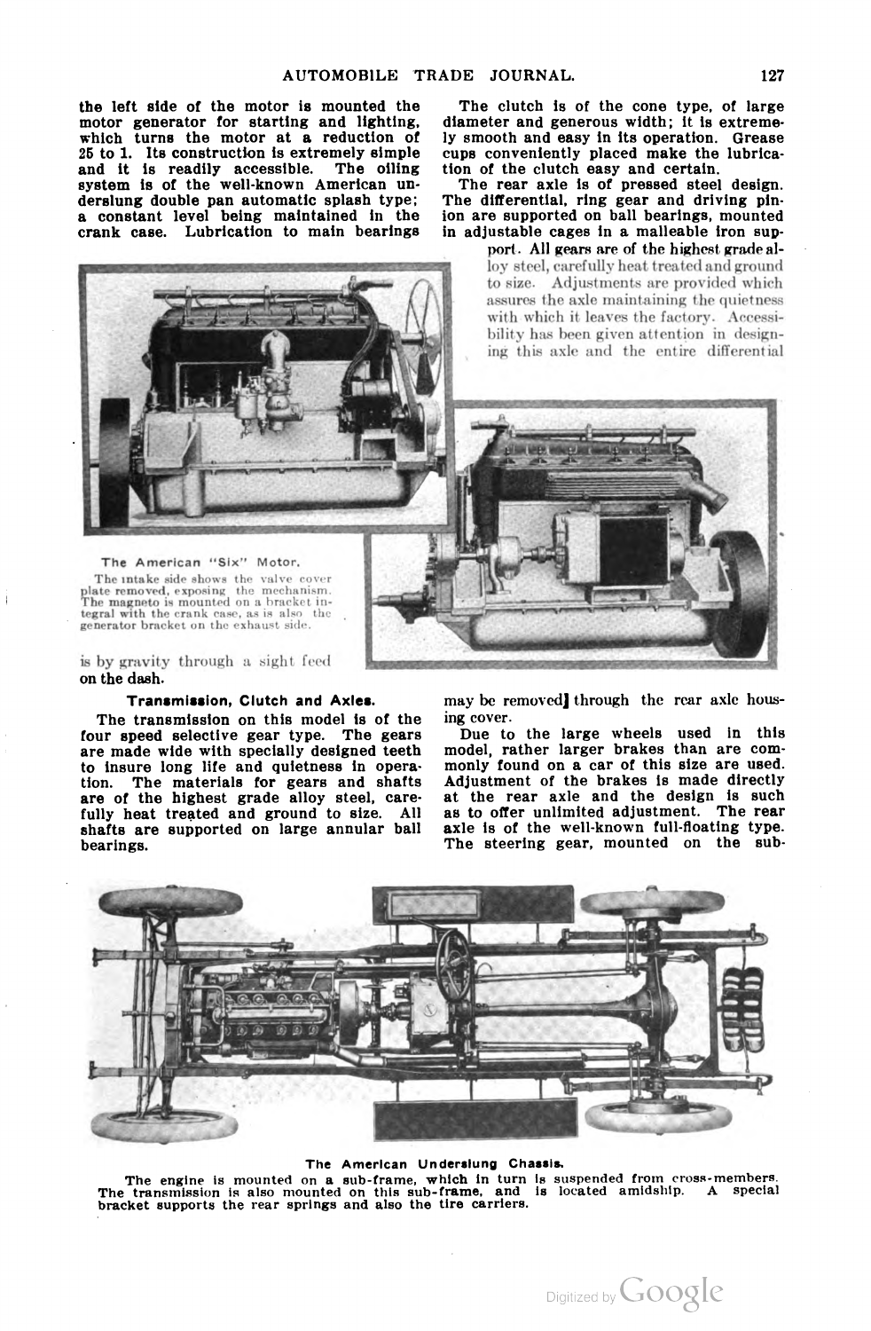the left side of the motor is mounted the motor generator for starting and lighting, which turns the motor at a reduction of 25 to 1. Its construction is extremely simple and it is readily accessible. The oiling system is of the well-known American underslung double pan automatic splash type; a constant level being maintained in the crank case. Lubrication to main bearings is by gravity through a sight feed on the dash.

The American "Six" Motor.

The intake side shows the valve cover plate removed, exposing the mechanism. The magneto is mounted on a bracket integral with the crank case, as is also the generator bracket on the exhaust side.

**Transmission, Clutch and Axles.**

The transmission on this model is of the four speed selective gear type. The gears are made wide with specially designed teeth to insure long life and quietness in operation. The materials for gears and shafts are of the highest grade alloy steel, carefully heat treated and ground to size. All shafts are supported on large annular ball bearings.

The clutch is of the cone type, of large diameter and generous width; it is extremely smooth and easy in its operation. Grease cups conveniently placed make the lubrication of the clutch easy and certain.

The rear axle is of pressed steel design. The differential, ring gear and driving pinion are supported on ball bearings, mounted in adjustable cages in a malleable iron support. All gears are of the highest grade alloy steel, carefully heat treated and ground to size. Adjustments are provided which assures the axle maintaining the quietness with which it leaves the factory. Accessibility has been given attention in designing this axle and the entire differential may be removed through the rear axle housing cover.

Due to the large wheels used in this model, rather larger brakes than are commonly found on a car of this size are used. Adjustment of the brakes is made directly at the rear axle and the design is such as to offer unlimited adjustment. The rear axle is of the well-known full-floating type. The steering gear, mounted on the sub-

**The American Underslung Chassis.**

The engine is mounted on a sub-frame, which in turn is suspended from cross-members. The transmission is also mounted on this sub-frame, and is located amidship. A special bracket supports the rear springs and also the tire carriers.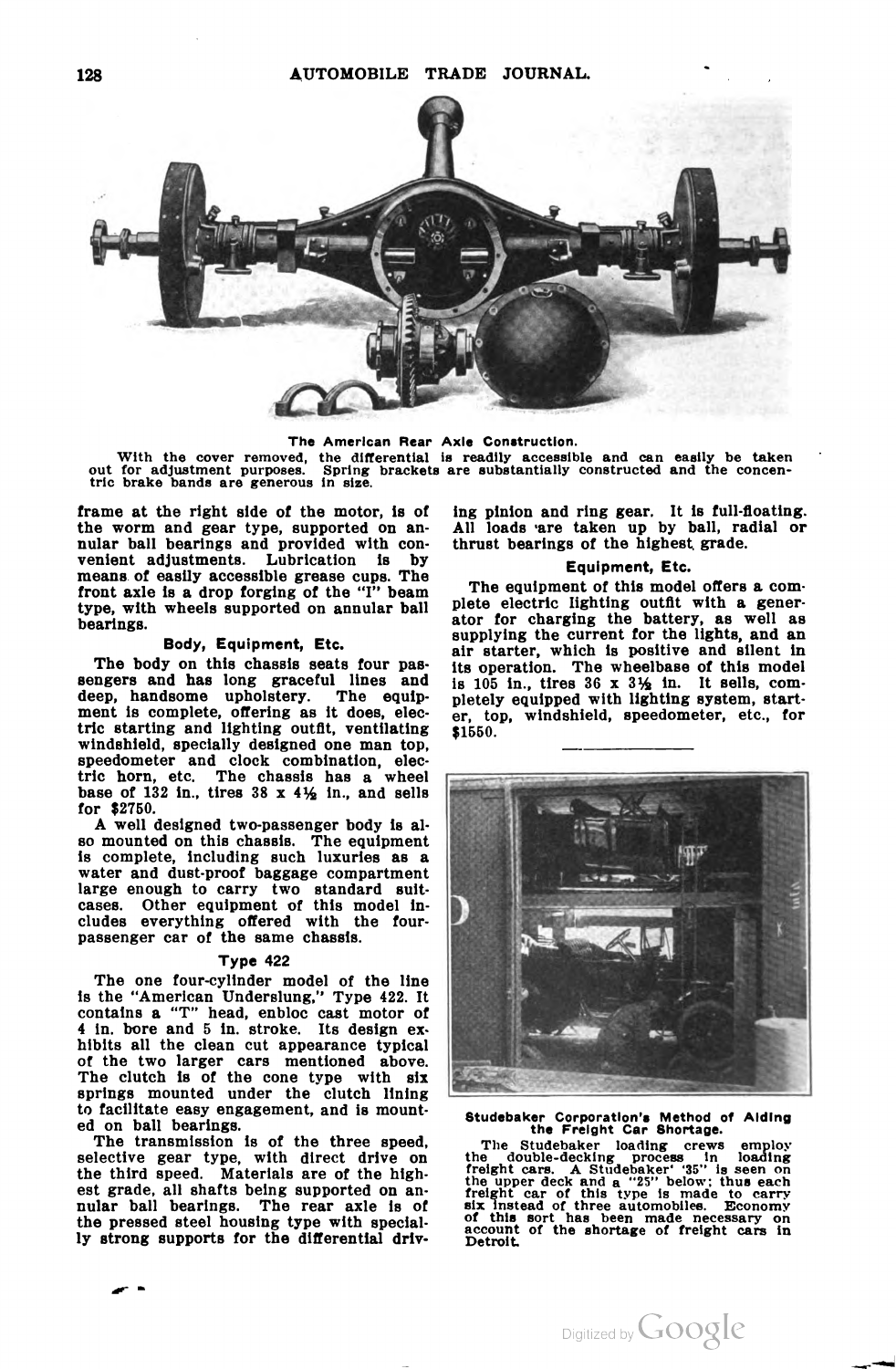**The American Rear Axle Construction.**

With the cover removed, the differential is readily accessible and can easily be taken out for adjustment purposes. Spring brackets are substantially constructed and the concentric brake bands are generous in size.

frame at the right side of the motor, is of the worm and gear type, supported on annular ball bearings and provided with convenient adjustments. Lubrication is by means of easily accessible grease cups. The front axle is a drop forging of the "I" beam type, with wheels supported on annular ball bearings.

### Body, Equipment, Etc.

The body on this chassis seats four passengers and has long graceful lines and deep, handsome upholstery. The equipment is complete, offering as it does, electric starting and lighting outfit, ventilating windshield, specially designed one man top, speedometer and clock combination, electric horn, etc. The chassis has a wheel base of 132 in., tires 38 x 4½ in., and sells for $2750.

A well designed two-passenger body is also mounted on this chassis. The equipment is complete, including such luxuries as a water and dust-proof baggage compartment large enough to carry two standard suitcases. Other equipment of this model includes everything offered with the four-passenger car of the same chassis.

### Type 422

The one four-cylinder model of the line is the "American Underslung," Type 422. It contains a "T" head, enbloc cast motor of 4 in. bore and 5 in. stroke. Its design exhibits all the clean cut appearance typical of the two larger cars mentioned above. The clutch is of the cone type with six springs mounted under the clutch lining to facilitate easy engagement, and is mounted on ball bearings.

The transmission is of the three speed, selective gear type, with direct drive on the third speed. Materials are of the highest grade, all shafts being supported on annular ball bearings. The rear axle is of the pressed steel housing type with specially strong supports for the differential driving pinion and ring gear. It is full-floating. All loads are taken up by ball, radial or thrust bearings of the highest grade.

### Equipment, Etc.

The equipment of this model offers a complete electric lighting outfit with a generator for charging the battery, as well as supplying the current for the lights, and an air starter, which is positive and silent in its operation. The wheelbase of this model is 105 in., tires 36 x 3½ in. It sells, completely equipped with lighting system, starter, top, windshield, speedometer, etc., for $1550.

---

**Studebaker Corporation's Method of Aiding the Freight Car Shortage.**

The Studebaker loading crews employ the double-decking process in loading freight cars. A Studebaker '35" is seen on the upper deck and a "25" below; thus each freight car of this type is made to carry six instead of three automobiles. Economy of this sort has been made necessary on account of the shortage of freight cars in Detroit.